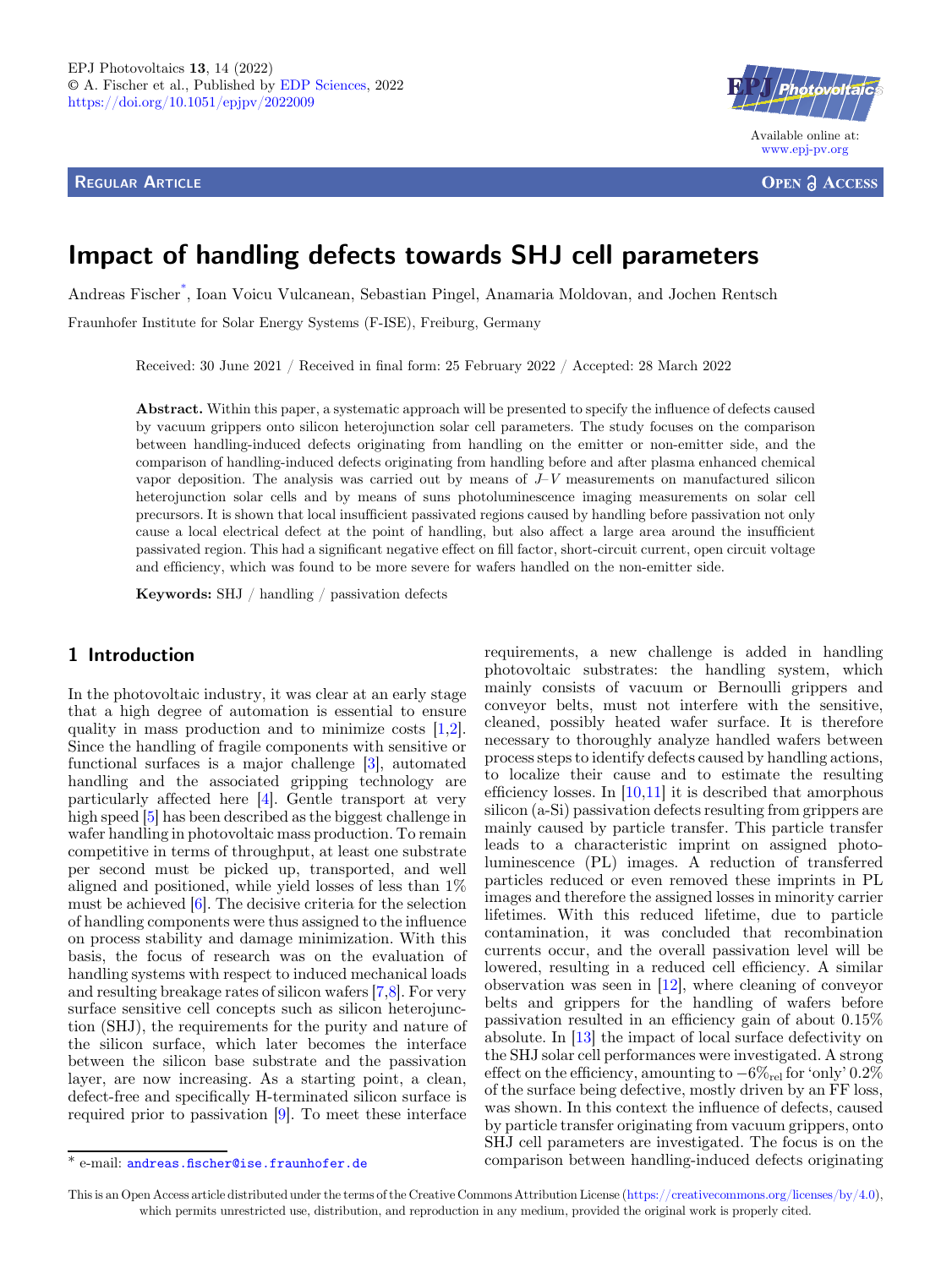Regular Article

# Impact of handling defects towards SHJ cell parameters

Andreas Fischer*, Ioan Voicu Vulcanean, Sebastian Pingel, Anamaria Moldovan, and Jochen Rentsch

Fraunhofer Institute for Solar Energy Systems (F-ISE), Freiburg, Germany

Received: 30 June 2021 / Received in final form: 25 February 2022 / Accepted: 28 March 2022

**Abstract.** Within this paper, a systematic approach will be presented to specify the influence of defects caused by vacuum grippers onto silicon heterojunction solar cell parameters. The study focuses on the comparison between handling-induced defects originating from handling on the emitter or non-emitter side, and the comparison of handling-induced defects originating from handling before and after plasma enhanced chemical vapor deposition. The analysis was carried out by means of $J$–$V$ measurements on manufactured silicon heterojunction solar cells and by means of suns photoluminescence imaging measurements on solar cell precursors. It is shown that local insufficient passivated regions caused by handling before passivation not only cause a local electrical defect at the point of handling, but also affect a large area around the insufficient passivated region. This had a significant negative effect on fill factor, short-circuit current, open circuit voltage and efficiency, which was found to be more severe for wafers handled on the non-emitter side.

**Keywords:** SHJ / handling / passivation defects

## 1 Introduction

In the photovoltaic industry, it was clear at an early stage that a high degree of automation is essential to ensure quality in mass production and to minimize costs [1,2]. Since the handling of fragile components with sensitive or functional surfaces is a major challenge [3], automated handling and the associated gripping technology are particularly affected here [4]. Gentle transport at very high speed [5] has been described as the biggest challenge in wafer handling in photovoltaic mass production. To remain competitive in terms of throughput, at least one substrate per second must be picked up, transported, and well aligned and positioned, while yield losses of less than 1% must be achieved [6]. The decisive criteria for the selection of handling components were thus assigned to the influence on process stability and damage minimization. With this basis, the focus of research was on the evaluation of handling systems with respect to induced mechanical loads and resulting breakage rates of silicon wafers [7,8]. For very surface sensitive cell concepts such as silicon heterojunction (SHJ), the requirements for the purity and nature of the silicon surface, which later becomes the interface between the silicon base substrate and the passivation layer, are now increasing. As a starting point, a clean, defect-free and specifically H-terminated silicon surface is required prior to passivation [9]. To meet these interface requirements, a new challenge is added in handling photovoltaic substrates: the handling system, which mainly consists of vacuum or Bernoulli grippers and conveyor belts, must not interfere with the sensitive, cleaned, possibly heated wafer surface. It is therefore necessary to thoroughly analyze handled wafers between process steps to identify defects caused by handling actions, to localize their cause and to estimate the resulting efficiency losses. In [10,11] it is described that amorphous silicon (a-Si) passivation defects resulting from grippers are mainly caused by particle transfer. This particle transfer leads to a characteristic imprint on assigned photoluminescence (PL) images. A reduction of transferred particles reduced or even removed these imprints in PL images and therefore the assigned losses in minority carrier lifetimes. With this reduced lifetime, due to particle contamination, it was concluded that recombination currents occur, and the overall passivation level will be lowered, resulting in a reduced cell efficiency. A similar observation was seen in [12], where cleaning of conveyor belts and grippers for the handling of wafers before passivation resulted in an efficiency gain of about 0.15% absolute. In [13] the impact of local surface defectivity on the SHJ solar cell performances were investigated. A strong effect on the efficiency, amounting to $-6\%_{\text{rel}}$ for 'only' 0.2% of the surface being defective, mostly driven by an FF loss, was shown. In this context the influence of defects, caused by particle transfer originating from vacuum grippers, onto SHJ cell parameters are investigated. The focus is on the comparison between handling-induced defects originating

* e-mail: andreas.fischer@ise.fraunhofer.de

This is an Open Access article distributed under the terms of the Creative Commons Attribution License (https://creativecommons.org/licenses/by/4.0), which permits unrestricted use, distribution, and reproduction in any medium, provided the original work is properly cited.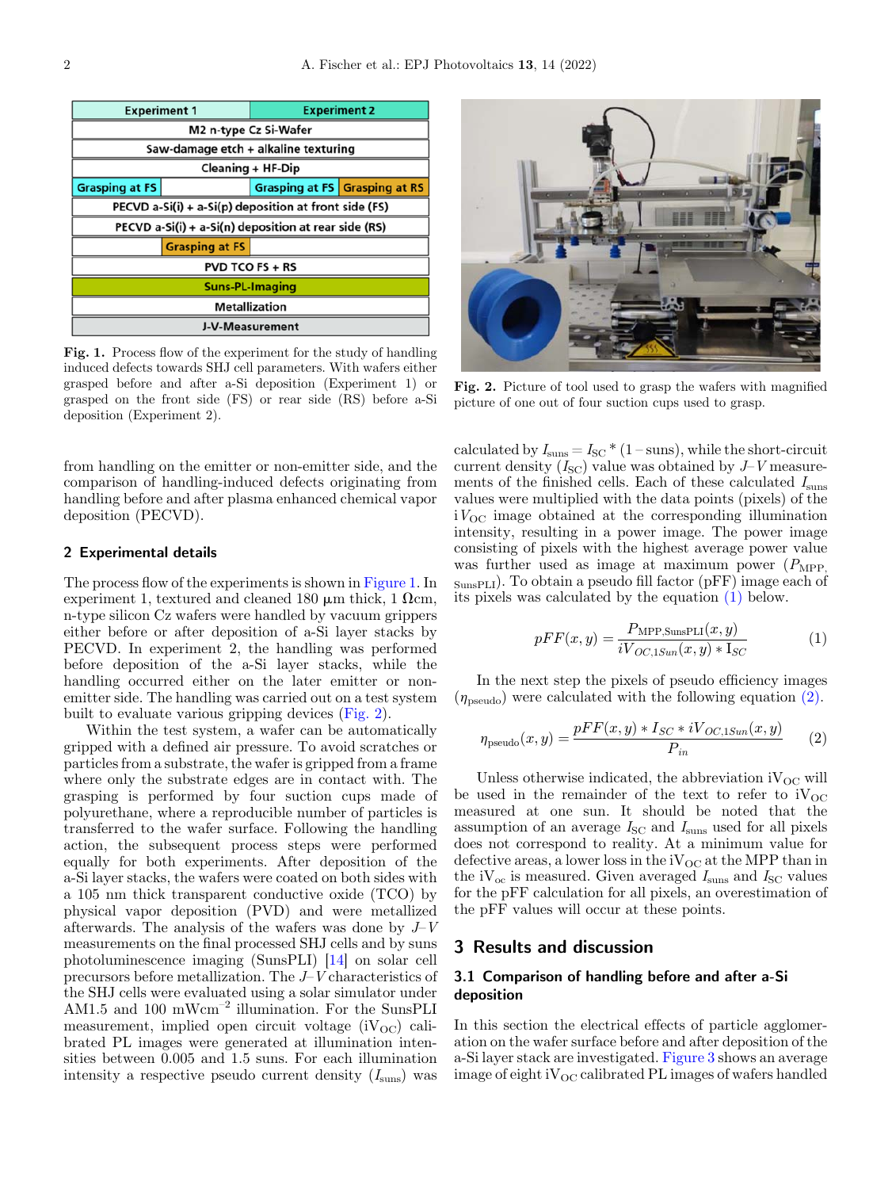| Experiment 1 | | Experiment 2 | |
|---|---|---|---|
| M2 n-type Cz Si-Wafer | | | |
| Saw-damage etch + alkaline texturing | | | |
| Cleaning + HF-Dip | | | |
| Grasping at FS | | Grasping at FS | Grasping at RS |
| PECVD a-Si(i) + a-Si(p) deposition at front side (FS) | | | |
| PECVD a-Si(i) + a-Si(n) deposition at rear side (RS) | | | |
| | Grasping at FS | | |
| PVD TCO FS + RS | | | |
| Suns-PL-Imaging | | | |
| Metallization | | | |
| J-V-Measurement | | | |

**Fig. 1.** Process flow of the experiment for the study of handling induced defects towards SHJ cell parameters. With wafers either grasped before and after a-Si deposition (Experiment 1) or grasped on the front side (FS) or rear side (RS) before a-Si deposition (Experiment 2).

**Fig. 2.** Picture of tool used to grasp the wafers with magnified picture of one out of four suction cups used to grasp.

from handling on the emitter or non-emitter side, and the comparison of handling-induced defects originating from handling before and after plasma enhanced chemical vapor deposition (PECVD).

## 2 Experimental details

The process flow of the experiments is shown in Figure 1. In experiment 1, textured and cleaned 180 μm thick, 1 Ωcm, n-type silicon Cz wafers were handled by vacuum grippers either before or after deposition of a-Si layer stacks by PECVD. In experiment 2, the handling was performed before deposition of the a-Si layer stacks, while the handling occurred either on the later emitter or non-emitter side. The handling was carried out on a test system built to evaluate various gripping devices (Fig. 2).

Within the test system, a wafer can be automatically gripped with a defined air pressure. To avoid scratches or particles from a substrate, the wafer is gripped from a frame where only the substrate edges are in contact with. The grasping is performed by four suction cups made of polyurethane, where a reproducible number of particles is transferred to the wafer surface. Following the handling action, the subsequent process steps were performed equally for both experiments. After deposition of the a-Si layer stacks, the wafers were coated on both sides with a 105 nm thick transparent conductive oxide (TCO) by physical vapor deposition (PVD) and were metallized afterwards. The analysis of the wafers was done by $J$–$V$ measurements on the final processed SHJ cells and by suns photoluminescence imaging (SunsPLI) [14] on solar cell precursors before metallization. The $J$–$V$ characteristics of the SHJ cells were evaluated using a solar simulator under AM1.5 and 100 mWcm$^{-2}$ illumination. For the SunsPLI measurement, implied open circuit voltage (i$V_{OC}$) calibrated PL images were generated at illumination intensities between 0.005 and 1.5 suns. For each illumination intensity a respective pseudo current density ($I_{suns}$) was calculated by $I_{suns} = I_{SC} * (1 - \text{suns})$, while the short-circuit current density ($I_{SC}$) value was obtained by $J$–$V$ measurements of the finished cells. Each of these calculated $I_{suns}$ values were multiplied with the data points (pixels) of the i$V_{OC}$ image obtained at the corresponding illumination intensity, resulting in a power image. The power image consisting of pixels with the highest average power value was further used as image at maximum power ($P_{MPP,\,SunsPLI}$). To obtain a pseudo fill factor (pFF) image each of its pixels was calculated by the equation (1) below.

$$pFF(x, y) = \frac{P_{MPP,SunsPLI}(x, y)}{iV_{OC,1Sun}(x, y) * I_{SC}} \quad (1)$$

In the next step the pixels of pseudo efficiency images ($\eta_{pseudo}$) were calculated with the following equation (2).

$$\eta_{pseudo}(x, y) = \frac{pFF(x, y) * I_{SC} * iV_{OC,1Sun}(x, y)}{P_{in}} \quad (2)$$

Unless otherwise indicated, the abbreviation i$V_{OC}$ will be used in the remainder of the text to refer to i$V_{OC}$ measured at one sun. It should be noted that the assumption of an average $I_{SC}$ and $I_{suns}$ used for all pixels does not correspond to reality. At a minimum value for defective areas, a lower loss in the i$V_{OC}$ at the MPP than in the i$V_{oc}$ is measured. Given averaged $I_{suns}$ and $I_{SC}$ values for the pFF calculation for all pixels, an overestimation of the pFF values will occur at these points.

## 3 Results and discussion

### 3.1 Comparison of handling before and after a-Si deposition

In this section the electrical effects of particle agglomeration on the wafer surface before and after deposition of the a-Si layer stack are investigated. Figure 3 shows an average image of eight i$V_{OC}$ calibrated PL images of wafers handled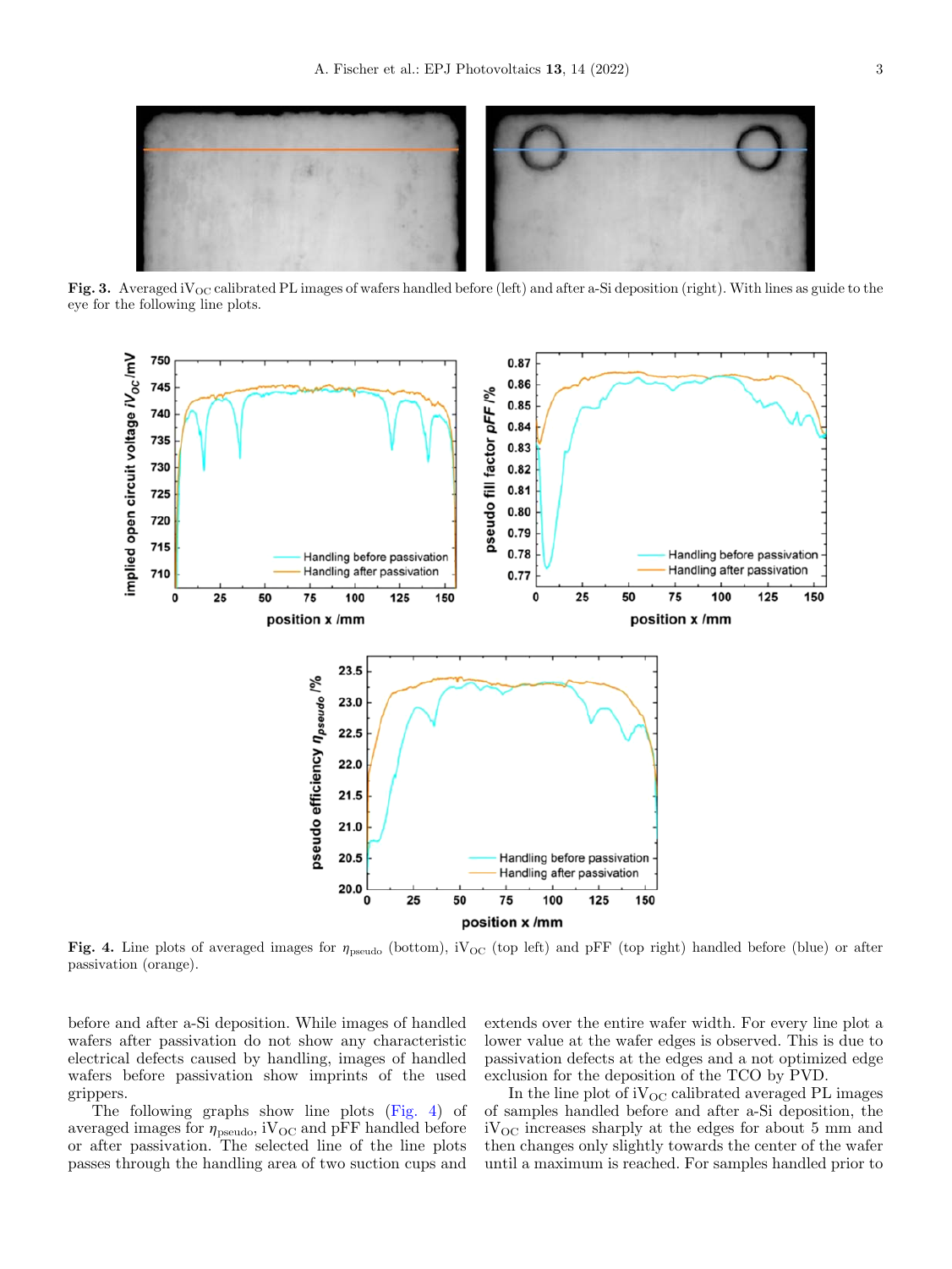Fig. 3. Averaged $iV_{OC}$ calibrated PL images of wafers handled before (left) and after a-Si deposition (right). With lines as guide to the eye for the following line plots.

Fig. 4. Line plots of averaged images for $\eta_{pseudo}$ (bottom), $iV_{OC}$ (top left) and pFF (top right) handled before (blue) or after passivation (orange).

before and after a-Si deposition. While images of handled wafers after passivation do not show any characteristic electrical defects caused by handling, images of handled wafers before passivation show imprints of the used grippers.

The following graphs show line plots (Fig. 4) of averaged images for $\eta_{pseudo}$, $iV_{OC}$ and pFF handled before or after passivation. The selected line of the line plots passes through the handling area of two suction cups and extends over the entire wafer width. For every line plot a lower value at the wafer edges is observed. This is due to passivation defects at the edges and a not optimized edge exclusion for the deposition of the TCO by PVD.

In the line plot of $iV_{OC}$ calibrated averaged PL images of samples handled before and after a-Si deposition, the $iV_{OC}$ increases sharply at the edges for about 5 mm and then changes only slightly towards the center of the wafer until a maximum is reached. For samples handled prior to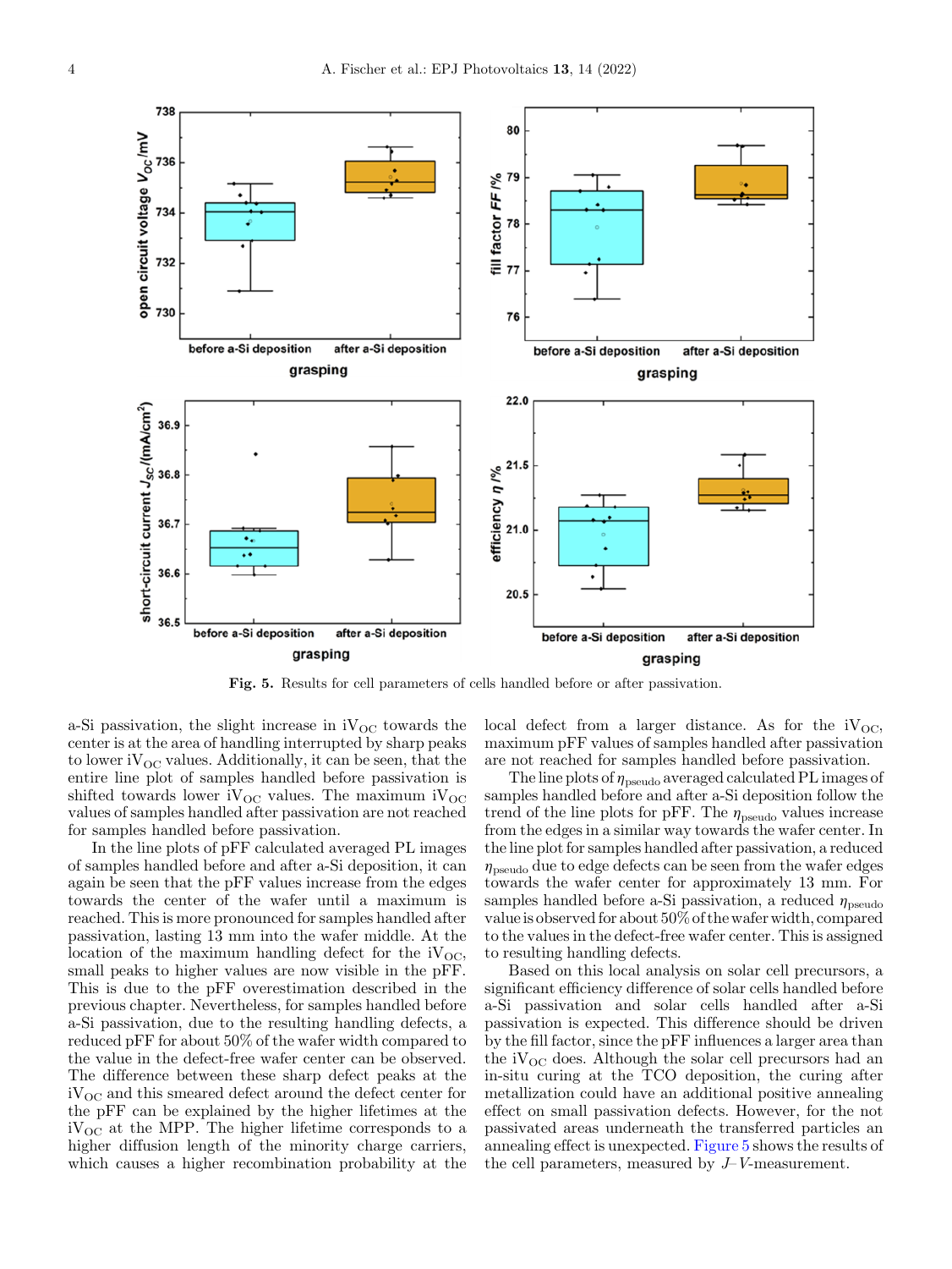**Fig. 5.** Results for cell parameters of cells handled before or after passivation.

a-Si passivation, the slight increase in $iV_{OC}$ towards the center is at the area of handling interrupted by sharp peaks to lower $iV_{OC}$ values. Additionally, it can be seen, that the entire line plot of samples handled before passivation is shifted towards lower $iV_{OC}$ values. The maximum $iV_{OC}$ values of samples handled after passivation are not reached for samples handled before passivation.

In the line plots of pFF calculated averaged PL images of samples handled before and after a-Si deposition, it can again be seen that the pFF values increase from the edges towards the center of the wafer until a maximum is reached. This is more pronounced for samples handled after passivation, lasting 13 mm into the wafer middle. At the location of the maximum handling defect for the $iV_{OC}$, small peaks to higher values are now visible in the pFF. This is due to the pFF overestimation described in the previous chapter. Nevertheless, for samples handled before a-Si passivation, due to the resulting handling defects, a reduced pFF for about 50% of the wafer width compared to the value in the defect-free wafer center can be observed. The difference between these sharp defect peaks at the $iV_{OC}$ and this smeared defect around the defect center for the pFF can be explained by the higher lifetimes at the $iV_{OC}$ at the MPP. The higher lifetime corresponds to a higher diffusion length of the minority charge carriers, which causes a higher recombination probability at the local defect from a larger distance. As for the $iV_{OC}$, maximum pFF values of samples handled after passivation are not reached for samples handled before passivation.

The line plots of $\eta_{\text{pseudo}}$ averaged calculated PL images of samples handled before and after a-Si deposition follow the trend of the line plots for pFF. The $\eta_{\text{pseudo}}$ values increase from the edges in a similar way towards the wafer center. In the line plot for samples handled after passivation, a reduced $\eta_{\text{pseudo}}$ due to edge defects can be seen from the wafer edges towards the wafer center for approximately 13 mm. For samples handled before a-Si passivation, a reduced $\eta_{\text{pseudo}}$ value is observed for about 50% of the wafer width, compared to the values in the defect-free wafer center. This is assigned to resulting handling defects.

Based on this local analysis on solar cell precursors, a significant efficiency difference of solar cells handled before a-Si passivation and solar cells handled after a-Si passivation is expected. This difference should be driven by the fill factor, since the pFF influences a larger area than the $iV_{OC}$ does. Although the solar cell precursors had an in-situ curing at the TCO deposition, the curing after metallization could have an additional positive annealing effect on small passivation defects. However, for the not passivated areas underneath the transferred particles an annealing effect is unexpected. Figure 5 shows the results of the cell parameters, measured by $J$–$V$-measurement.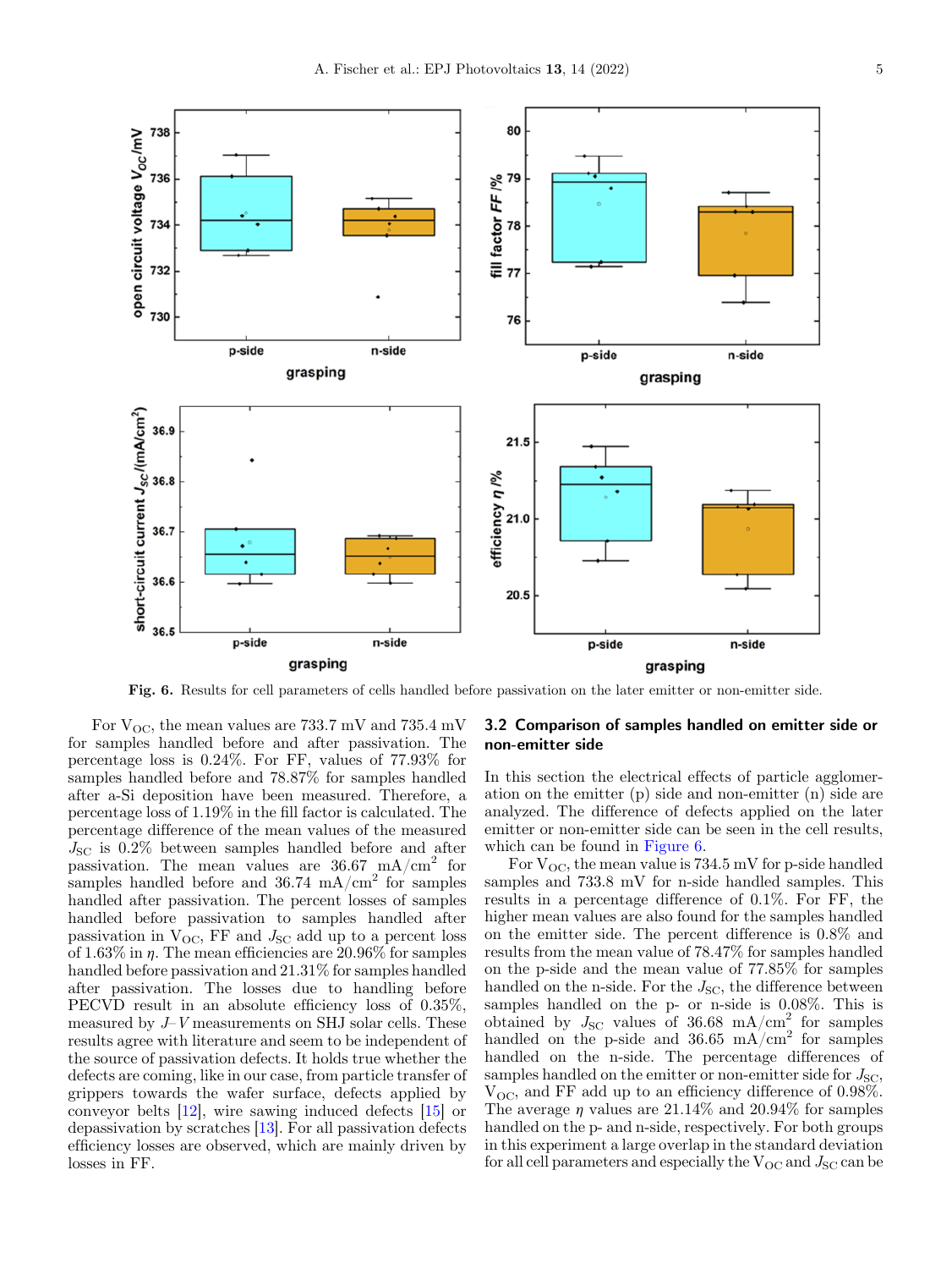Fig. 6. Results for cell parameters of cells handled before passivation on the later emitter or non-emitter side.

For $V_{OC}$, the mean values are 733.7 mV and 735.4 mV for samples handled before and after passivation. The percentage loss is 0.24%. For FF, values of 77.93% for samples handled before and 78.87% for samples handled after a-Si deposition have been measured. Therefore, a percentage loss of 1.19% in the fill factor is calculated. The percentage difference of the mean values of the measured $J_{SC}$ is 0.2% between samples handled before and after passivation. The mean values are 36.67 $mA/cm^2$ for samples handled before and 36.74 $mA/cm^2$ for samples handled after passivation. The percent losses of samples handled before passivation to samples handled after passivation in $V_{OC}$, FF and $J_{SC}$ add up to a percent loss of 1.63% in $\eta$. The mean efficiencies are 20.96% for samples handled before passivation and 21.31% for samples handled after passivation. The losses due to handling before PECVD result in an absolute efficiency loss of 0.35%, measured by $J$–$V$ measurements on SHJ solar cells. These results agree with literature and seem to be independent of the source of passivation defects. It holds true whether the defects are coming, like in our case, from particle transfer of grippers towards the wafer surface, defects applied by conveyor belts [12], wire sawing induced defects [15] or depassivation by scratches [13]. For all passivation defects efficiency losses are observed, which are mainly driven by losses in FF.

## 3.2 Comparison of samples handled on emitter side or non-emitter side

In this section the electrical effects of particle agglomeration on the emitter (p) side and non-emitter (n) side are analyzed. The difference of defects applied on the later emitter or non-emitter side can be seen in the cell results, which can be found in Figure 6.

For $V_{OC}$, the mean value is 734.5 mV for p-side handled samples and 733.8 mV for n-side handled samples. This results in a percentage difference of 0.1%. For FF, the higher mean values are also found for the samples handled on the emitter side. The percent difference is 0.8% and results from the mean value of 78.47% for samples handled on the p-side and the mean value of 77.85% for samples handled on the n-side. For the $J_{SC}$, the difference between samples handled on the p- or n-side is 0.08%. This is obtained by $J_{SC}$ values of 36.68 $mA/cm^2$ for samples handled on the p-side and 36.65 $mA/cm^2$ for samples handled on the n-side. The percentage differences of samples handled on the emitter or non-emitter side for $J_{SC}$, $V_{OC}$, and FF add up to an efficiency difference of 0.98%. The average $\eta$ values are 21.14% and 20.94% for samples handled on the p- and n-side, respectively. For both groups in this experiment a large overlap in the standard deviation for all cell parameters and especially the $V_{OC}$ and $J_{SC}$ can be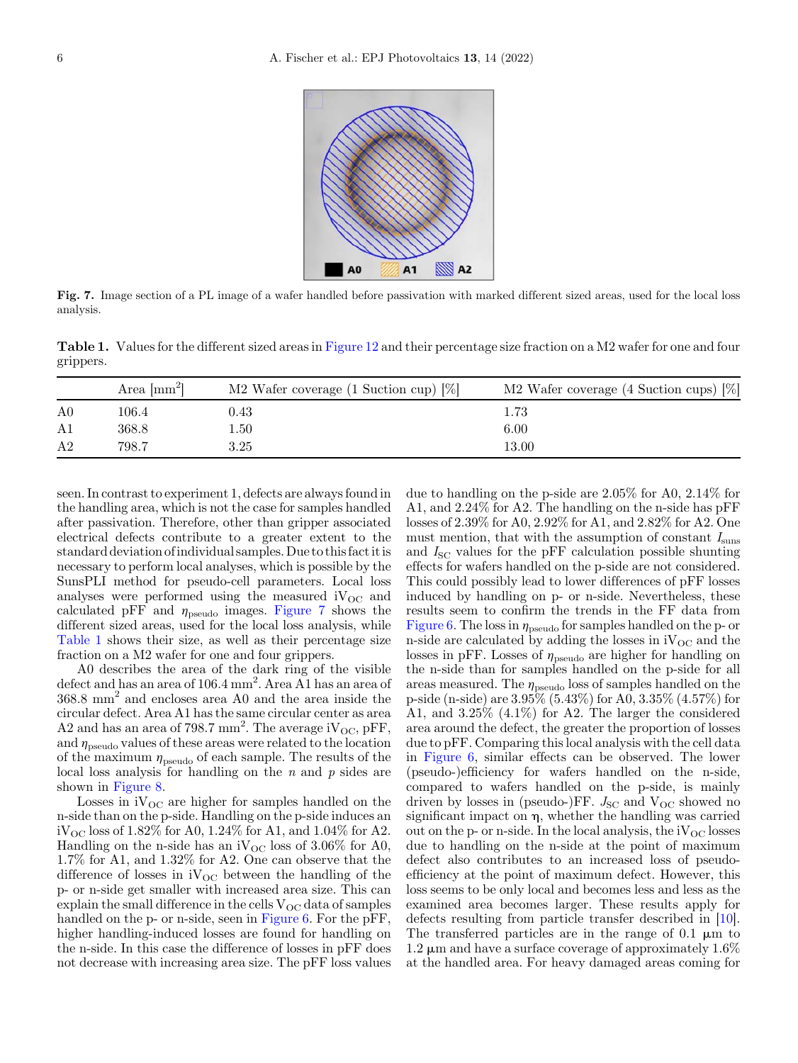**Fig. 7.** Image section of a PL image of a wafer handled before passivation with marked different sized areas, used for the local loss analysis.

**Table 1.** Values for the different sized areas in Figure 12 and their percentage size fraction on a M2 wafer for one and four grippers.

| | Area [$mm^2$] | M2 Wafer coverage (1 Suction cup) [%] | M2 Wafer coverage (4 Suction cups) [%] |
|---|---|---|---|
| A0 | 106.4 | 0.43 | 1.73 |
| A1 | 368.8 | 1.50 | 6.00 |
| A2 | 798.7 | 3.25 | 13.00 |

seen. In contrast to experiment 1, defects are always found in the handling area, which is not the case for samples handled after passivation. Therefore, other than gripper associated electrical defects contribute to a greater extent to the standard deviation of individual samples. Due to this fact it is necessary to perform local analyses, which is possible by the SunsPLI method for pseudo-cell parameters. Local loss analyses were performed using the measured $iV_{OC}$ and calculated pFF and $\eta_{pseudo}$ images. Figure 7 shows the different sized areas, used for the local loss analysis, while Table 1 shows their size, as well as their percentage size fraction on a M2 wafer for one and four grippers.

A0 describes the area of the dark ring of the visible defect and has an area of 106.4 $mm^2$. Area A1 has an area of 368.8 $mm^2$ and encloses area A0 and the area inside the circular defect. Area A1 has the same circular center as area A2 and has an area of 798.7 $mm^2$. The average $iV_{OC}$, pFF, and $\eta_{pseudo}$ values of these areas were related to the location of the maximum $\eta_{pseudo}$ of each sample. The results of the local loss analysis for handling on the *n* and *p* sides are shown in Figure 8.

Losses in $iV_{OC}$ are higher for samples handled on the n-side than on the p-side. Handling on the p-side induces an $iV_{OC}$ loss of 1.82% for A0, 1.24% for A1, and 1.04% for A2. Handling on the n-side has an $iV_{OC}$ loss of 3.06% for A0, 1.7% for A1, and 1.32% for A2. One can observe that the difference of losses in $iV_{OC}$ between the handling of the p- or n-side get smaller with increased area size. This can explain the small difference in the cells $V_{OC}$ data of samples handled on the p- or n-side, seen in Figure 6. For the pFF, higher handling-induced losses are found for handling on the n-side. In this case the difference of losses in pFF does not decrease with increasing area size. The pFF loss values due to handling on the p-side are 2.05% for A0, 2.14% for A1, and 2.24% for A2. The handling on the n-side has pFF losses of 2.39% for A0, 2.92% for A1, and 2.82% for A2. One must mention, that with the assumption of constant $I_{suns}$ and $I_{SC}$ values for the pFF calculation possible shunting effects for wafers handled on the p-side are not considered. This could possibly lead to lower differences of pFF losses induced by handling on p- or n-side. Nevertheless, these results seem to confirm the trends in the FF data from Figure 6. The loss in $\eta_{pseudo}$ for samples handled on the p- or n-side are calculated by adding the losses in $iV_{OC}$ and the losses in pFF. Losses of $\eta_{pseudo}$ are higher for handling on the n-side than for samples handled on the p-side for all areas measured. The $\eta_{pseudo}$ loss of samples handled on the p-side (n-side) are 3.95% (5.43%) for A0, 3.35% (4.57%) for A1, and 3.25% (4.1%) for A2. The larger the considered area around the defect, the greater the proportion of losses due to pFF. Comparing this local analysis with the cell data in Figure 6, similar effects can be observed. The lower (pseudo-)efficiency for wafers handled on the n-side, compared to wafers handled on the p-side, is mainly driven by losses in (pseudo-)FF. $J_{SC}$ and $V_{OC}$ showed no significant impact on $\eta$, whether the handling was carried out on the p- or n-side. In the local analysis, the $iV_{OC}$ losses due to handling on the n-side at the point of maximum defect also contributes to an increased loss of pseudo-efficiency at the point of maximum defect. However, this loss seems to be only local and becomes less and less as the examined area becomes larger. These results apply for defects resulting from particle transfer described in [10]. The transferred particles are in the range of 0.1 $\mu$m to 1.2 $\mu$m and have a surface coverage of approximately 1.6% at the handled area. For heavy damaged areas coming for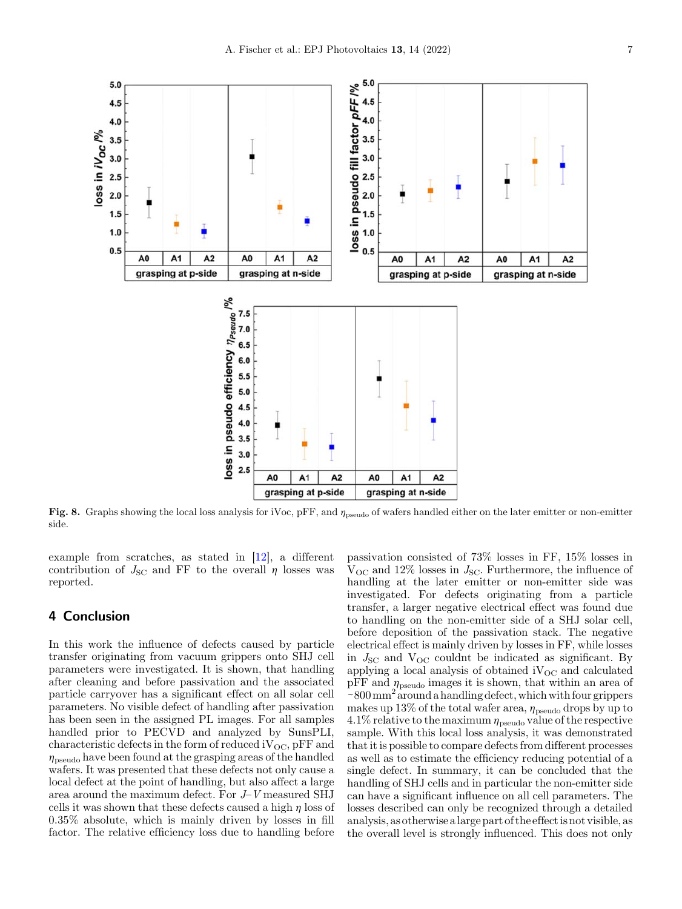Fig. 8. Graphs showing the local loss analysis for iVoc, pFF, and $\eta_{\text{pseudo}}$ of wafers handled either on the later emitter or non-emitter side.

example from scratches, as stated in [12], a different contribution of $J_{SC}$ and FF to the overall $\eta$ losses was reported.

## 4 Conclusion

In this work the influence of defects caused by particle transfer originating from vacuum grippers onto SHJ cell parameters were investigated. It is shown, that handling after cleaning and before passivation and the associated particle carryover has a significant effect on all solar cell parameters. No visible defect of handling after passivation has been seen in the assigned PL images. For all samples handled prior to PECVD and analyzed by SunsPLI, characteristic defects in the form of reduced $iV_{OC}$, pFF and $\eta_{\text{pseudo}}$ have been found at the grasping areas of the handled wafers. It was presented that these defects not only cause a local defect at the point of handling, but also affect a large area around the maximum defect. For *J–V* measured SHJ cells it was shown that these defects caused a high $\eta$ loss of 0.35% absolute, which is mainly driven by losses in fill factor. The relative efficiency loss due to handling before passivation consisted of 73% losses in FF, 15% losses in $V_{OC}$ and 12% losses in $J_{SC}$. Furthermore, the influence of handling at the later emitter or non-emitter side was investigated. For defects originating from a particle transfer, a larger negative electrical effect was found due to handling on the non-emitter side of a SHJ solar cell, before deposition of the passivation stack. The negative electrical effect is mainly driven by losses in FF, while losses in $J_{SC}$ and $V_{OC}$ couldnt be indicated as significant. By applying a local analysis of obtained $iV_{OC}$ and calculated pFF and $\eta_{\text{pseudo}}$ images it is shown, that within an area of ~800 $\text{mm}^2$ around a handling defect, which with four grippers makes up 13% of the total wafer area, $\eta_{\text{pseudo}}$ drops by up to 4.1% relative to the maximum $\eta_{\text{pseudo}}$ value of the respective sample. With this local loss analysis, it was demonstrated that it is possible to compare defects from different processes as well as to estimate the efficiency reducing potential of a single defect. In summary, it can be concluded that the handling of SHJ cells and in particular the non-emitter side can have a significant influence on all cell parameters. The losses described can only be recognized through a detailed analysis, as otherwise a large part of the effect is not visible, as the overall level is strongly influenced. This does not only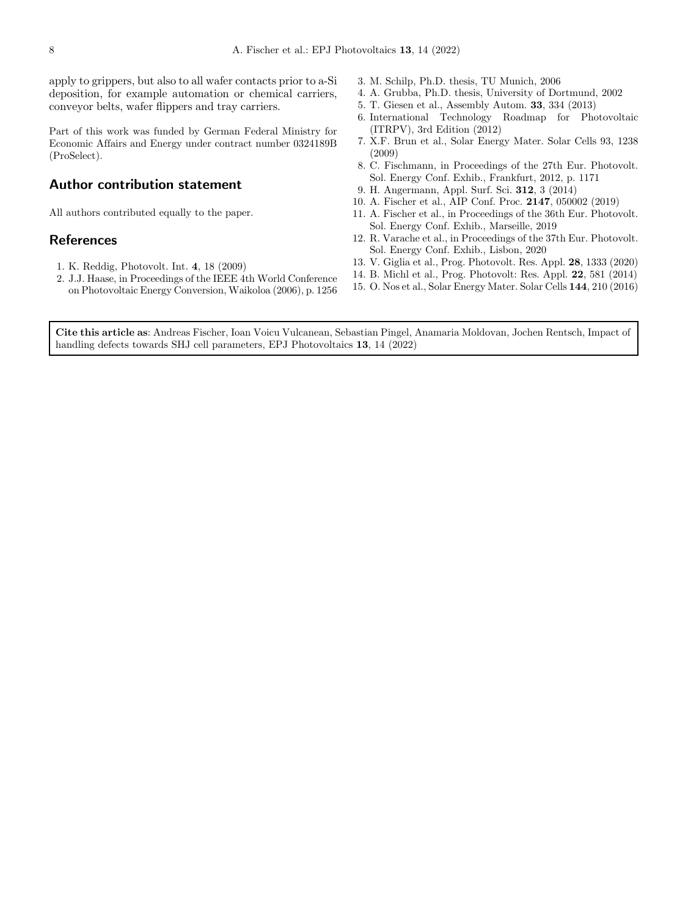apply to grippers, but also to all wafer contacts prior to a-Si deposition, for example automation or chemical carriers, conveyor belts, wafer flippers and tray carriers.

Part of this work was funded by German Federal Ministry for Economic Affairs and Energy under contract number 0324189B (ProSelect).

## Author contribution statement

All authors contributed equally to the paper.

## References

1. K. Reddig, Photovolt. Int. **4**, 18 (2009)
2. J.J. Haase, in Proceedings of the IEEE 4th World Conference on Photovoltaic Energy Conversion, Waikoloa (2006), p. 1256
3. M. Schilp, Ph.D. thesis, TU Munich, 2006
4. A. Grubba, Ph.D. thesis, University of Dortmund, 2002
5. T. Giesen et al., Assembly Autom. **33**, 334 (2013)
6. International Technology Roadmap for Photovoltaic (ITRPV), 3rd Edition (2012)
7. X.F. Brun et al., Solar Energy Mater. Solar Cells 93, 1238 (2009)
8. C. Fischmann, in Proceedings of the 27th Eur. Photovolt. Sol. Energy Conf. Exhib., Frankfurt, 2012, p. 1171
9. H. Angermann, Appl. Surf. Sci. **312**, 3 (2014)
10. A. Fischer et al., AIP Conf. Proc. **2147**, 050002 (2019)
11. A. Fischer et al., in Proceedings of the 36th Eur. Photovolt. Sol. Energy Conf. Exhib., Marseille, 2019
12. R. Varache et al., in Proceedings of the 37th Eur. Photovolt. Sol. Energy Conf. Exhib., Lisbon, 2020
13. V. Giglia et al., Prog. Photovolt. Res. Appl. **28**, 1333 (2020)
14. B. Michl et al., Prog. Photovolt: Res. Appl. **22**, 581 (2014)
15. O. Nos et al., Solar Energy Mater. Solar Cells **144**, 210 (2016)

**Cite this article as**: Andreas Fischer, Ioan Voicu Vulcanean, Sebastian Pingel, Anamaria Moldovan, Jochen Rentsch, Impact of handling defects towards SHJ cell parameters, EPJ Photovoltaics **13**, 14 (2022)